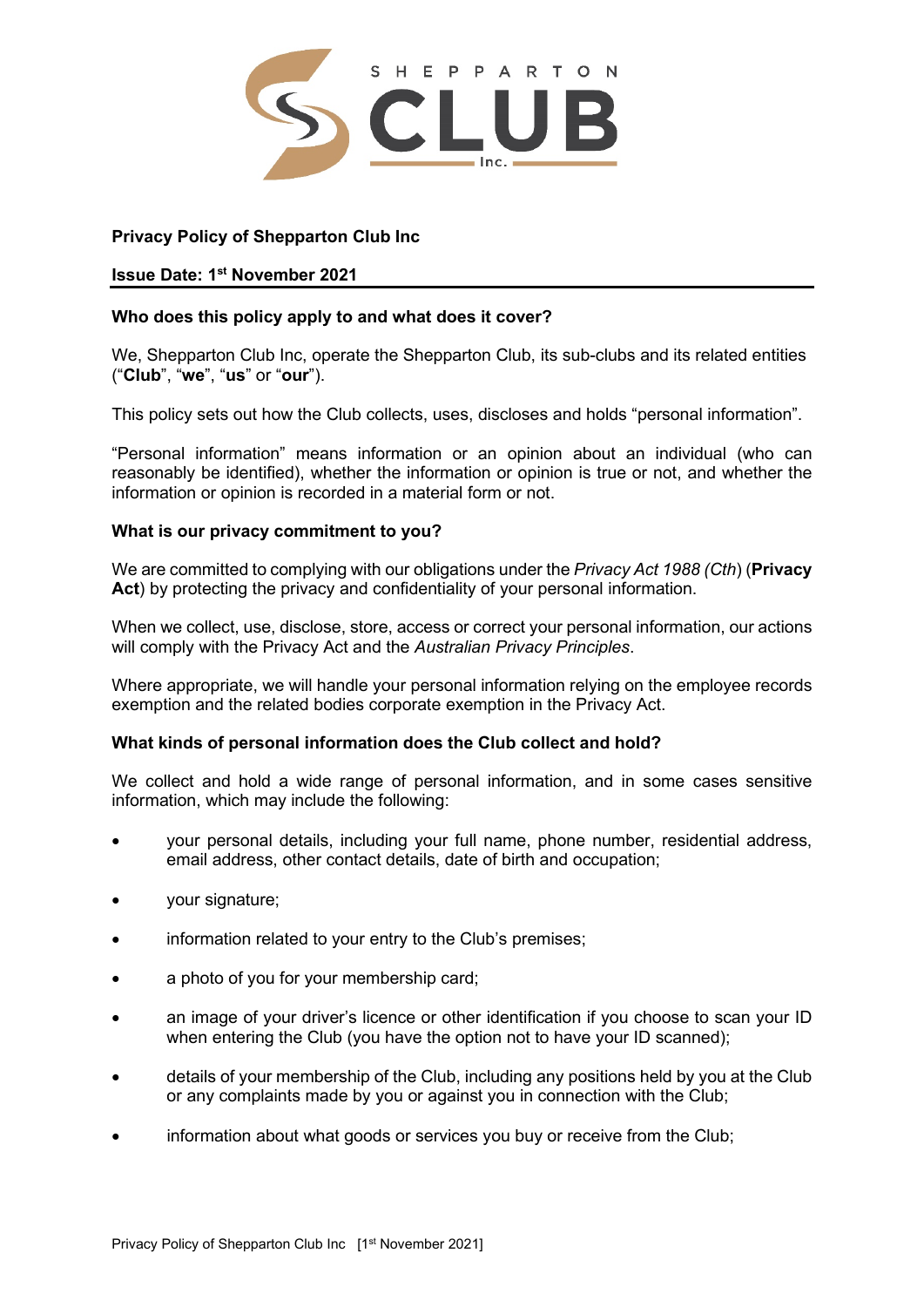# Privacy Policy of Shepparton Club Inc

**Issue Date: 1st November 2021**

## Who does this policy apply to and what does it cover?

We, Shepparton Club Inc, operate the Shepparton Club, its sub-clubs and its related entities ("**Club**", "**we**", "**us**" or "**our**").

This policy sets out how the Club collects, uses, discloses and holds "personal information".

"Personal information" means information or an opinion about an individual (who can reasonably be identified), whether the information or opinion is true or not, and whether the information or opinion is recorded in a material form or not.

## What is our privacy commitment to you?

We are committed to complying with our obligations under the *Privacy Act 1988 (Cth)* (**Privacy Act**) by protecting the privacy and confidentiality of your personal information.

When we collect, use, disclose, store, access or correct your personal information, our actions will comply with the Privacy Act and the *Australian Privacy Principles*.

Where appropriate, we will handle your personal information relying on the employee records exemption and the related bodies corporate exemption in the Privacy Act.

## What kinds of personal information does the Club collect and hold?

We collect and hold a wide range of personal information, and in some cases sensitive information, which may include the following:

- your personal details, including your full name, phone number, residential address, email address, other contact details, date of birth and occupation;
- your signature;
- information related to your entry to the Club's premises;
- a photo of you for your membership card;
- an image of your driver's licence or other identification if you choose to scan your ID when entering the Club (you have the option not to have your ID scanned);
- details of your membership of the Club, including any positions held by you at the Club or any complaints made by you or against you in connection with the Club;
- information about what goods or services you buy or receive from the Club;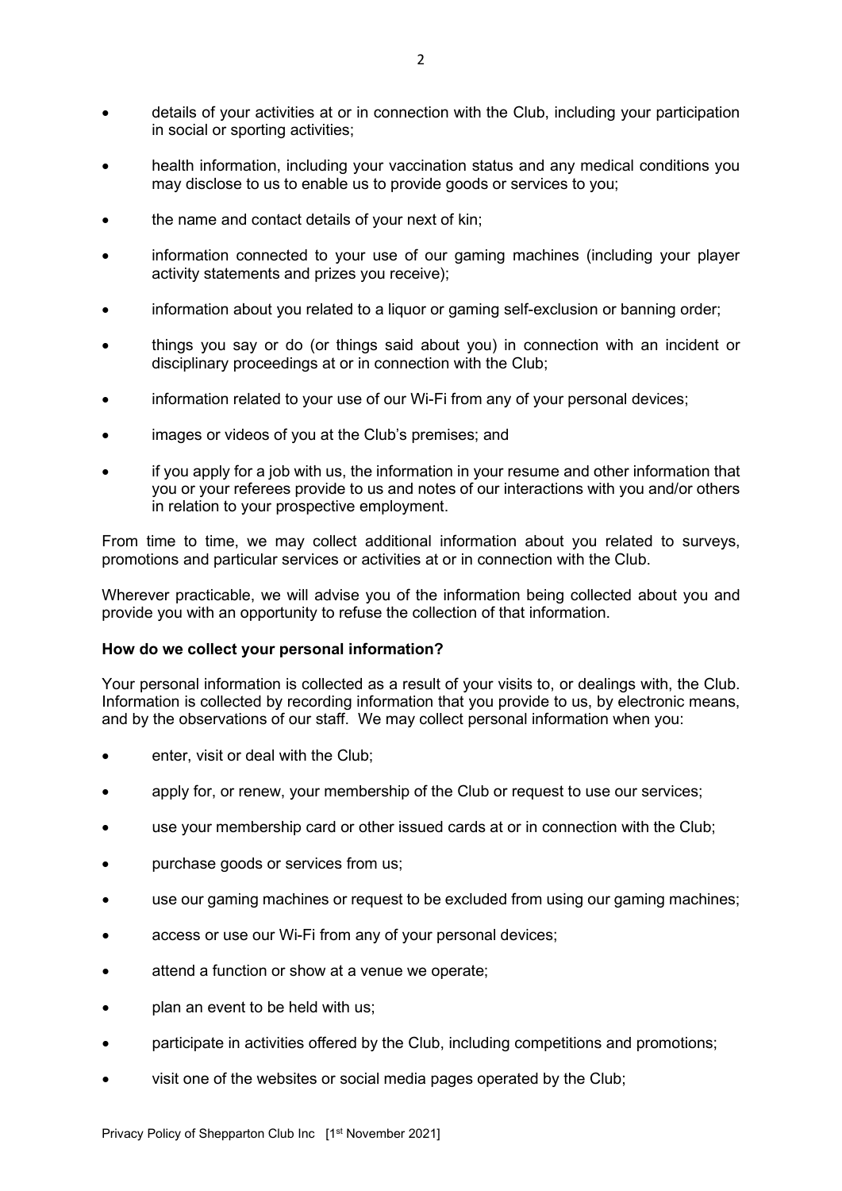- details of your activities at or in connection with the Club, including your participation in social or sporting activities;
- health information, including your vaccination status and any medical conditions you may disclose to us to enable us to provide goods or services to you;
- the name and contact details of your next of kin;
- information connected to your use of our gaming machines (including your player activity statements and prizes you receive);
- information about you related to a liquor or gaming self-exclusion or banning order;
- things you say or do (or things said about you) in connection with an incident or disciplinary proceedings at or in connection with the Club;
- information related to your use of our Wi-Fi from any of your personal devices;
- images or videos of you at the Club's premises; and
- if you apply for a job with us, the information in your resume and other information that you or your referees provide to us and notes of our interactions with you and/or others in relation to your prospective employment.

From time to time, we may collect additional information about you related to surveys, promotions and particular services or activities at or in connection with the Club.

Wherever practicable, we will advise you of the information being collected about you and provide you with an opportunity to refuse the collection of that information.

**How do we collect your personal information?**

Your personal information is collected as a result of your visits to, or dealings with, the Club. Information is collected by recording information that you provide to us, by electronic means, and by the observations of our staff. We may collect personal information when you:

- enter, visit or deal with the Club;
- apply for, or renew, your membership of the Club or request to use our services;
- use your membership card or other issued cards at or in connection with the Club;
- purchase goods or services from us;
- use our gaming machines or request to be excluded from using our gaming machines;
- access or use our Wi-Fi from any of your personal devices;
- attend a function or show at a venue we operate;
- plan an event to be held with us;
- participate in activities offered by the Club, including competitions and promotions;
- visit one of the websites or social media pages operated by the Club;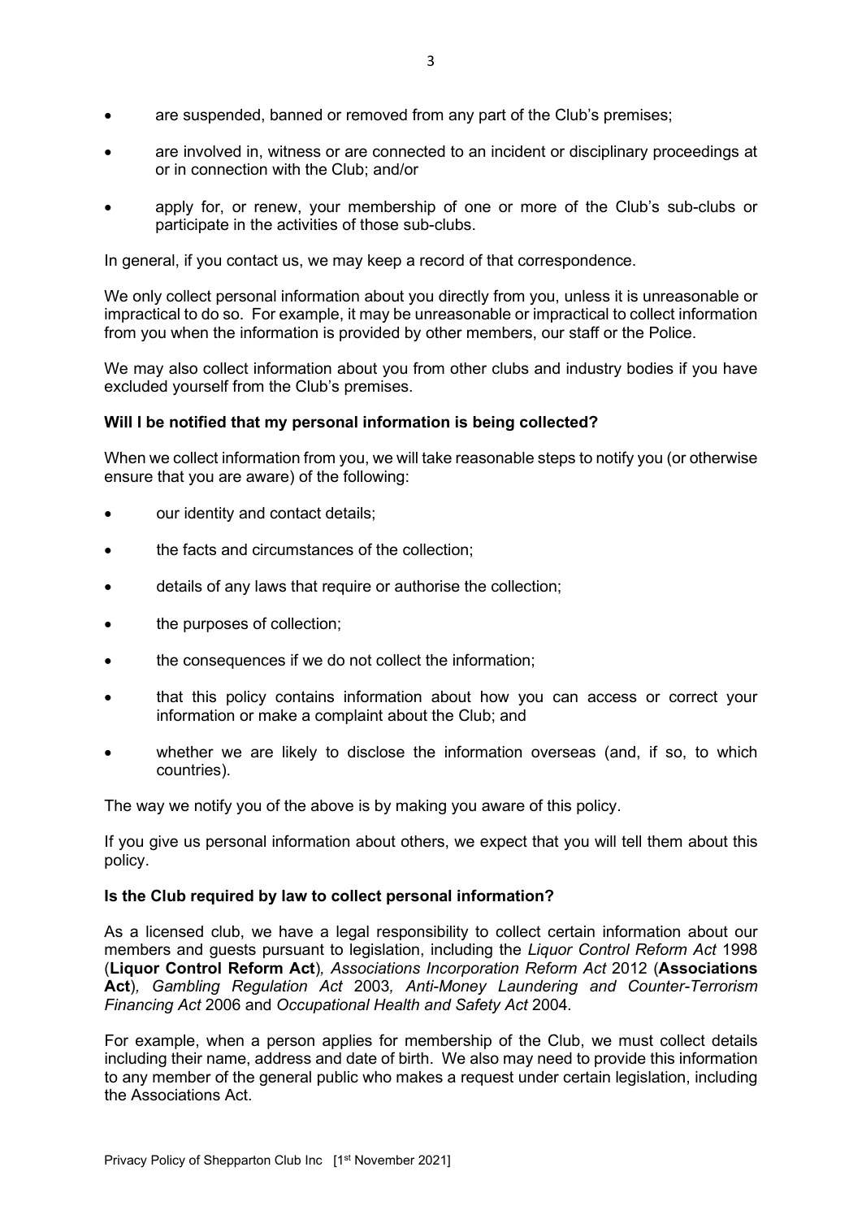- are suspended, banned or removed from any part of the Club's premises;
- are involved in, witness or are connected to an incident or disciplinary proceedings at or in connection with the Club; and/or
- apply for, or renew, your membership of one or more of the Club's sub-clubs or participate in the activities of those sub-clubs.

In general, if you contact us, we may keep a record of that correspondence.

We only collect personal information about you directly from you, unless it is unreasonable or impractical to do so. For example, it may be unreasonable or impractical to collect information from you when the information is provided by other members, our staff or the Police.

We may also collect information about you from other clubs and industry bodies if you have excluded yourself from the Club's premises.

**Will I be notified that my personal information is being collected?**

When we collect information from you, we will take reasonable steps to notify you (or otherwise ensure that you are aware) of the following:

- our identity and contact details;
- the facts and circumstances of the collection;
- details of any laws that require or authorise the collection;
- the purposes of collection;
- the consequences if we do not collect the information;
- that this policy contains information about how you can access or correct your information or make a complaint about the Club; and
- whether we are likely to disclose the information overseas (and, if so, to which countries).

The way we notify you of the above is by making you aware of this policy.

If you give us personal information about others, we expect that you will tell them about this policy.

**Is the Club required by law to collect personal information?**

As a licensed club, we have a legal responsibility to collect certain information about our members and guests pursuant to legislation, including the *Liquor Control Reform Act* 1998 (**Liquor Control Reform Act**)*, Associations Incorporation Reform Act* 2012 (**Associations Act**)*, Gambling Regulation Act* 2003*, Anti-Money Laundering and Counter-Terrorism Financing Act* 2006 and *Occupational Health and Safety Act* 2004.

For example, when a person applies for membership of the Club, we must collect details including their name, address and date of birth. We also may need to provide this information to any member of the general public who makes a request under certain legislation, including the Associations Act.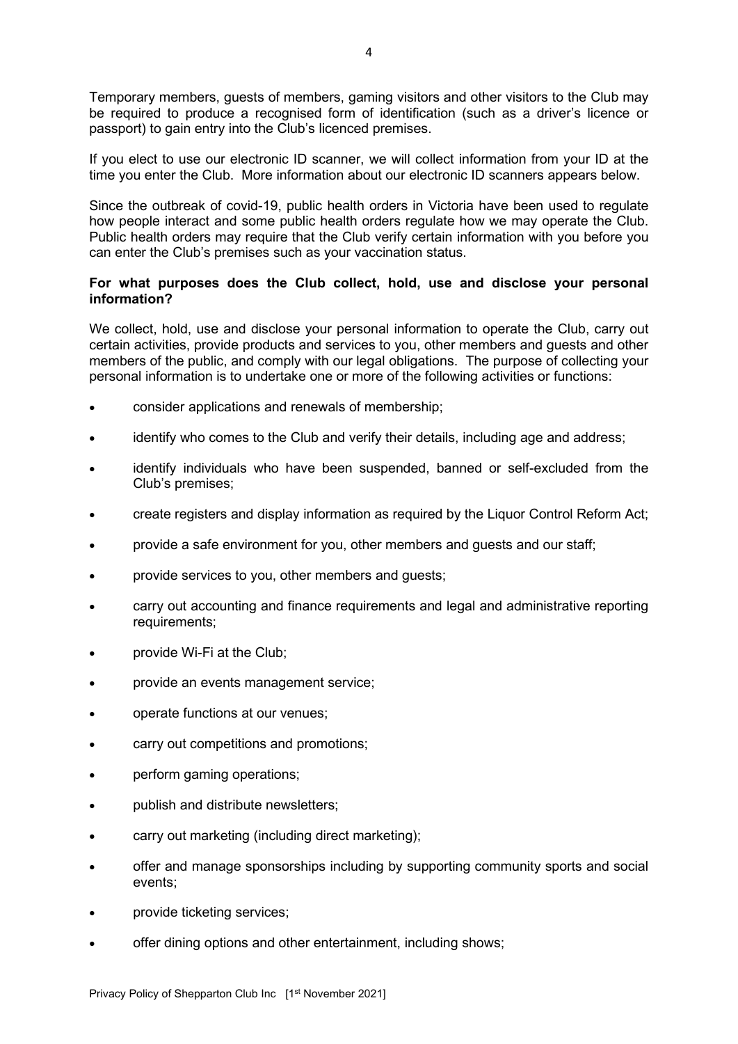Temporary members, guests of members, gaming visitors and other visitors to the Club may be required to produce a recognised form of identification (such as a driver's licence or passport) to gain entry into the Club's licenced premises.

If you elect to use our electronic ID scanner, we will collect information from your ID at the time you enter the Club. More information about our electronic ID scanners appears below.

Since the outbreak of covid-19, public health orders in Victoria have been used to regulate how people interact and some public health orders regulate how we may operate the Club. Public health orders may require that the Club verify certain information with you before you can enter the Club's premises such as your vaccination status.

**For what purposes does the Club collect, hold, use and disclose your personal information?**

We collect, hold, use and disclose your personal information to operate the Club, carry out certain activities, provide products and services to you, other members and guests and other members of the public, and comply with our legal obligations. The purpose of collecting your personal information is to undertake one or more of the following activities or functions:

- consider applications and renewals of membership;
- identify who comes to the Club and verify their details, including age and address;
- identify individuals who have been suspended, banned or self-excluded from the Club's premises;
- create registers and display information as required by the Liquor Control Reform Act;
- provide a safe environment for you, other members and guests and our staff;
- provide services to you, other members and guests;
- carry out accounting and finance requirements and legal and administrative reporting requirements;
- provide Wi-Fi at the Club;
- provide an events management service;
- operate functions at our venues;
- carry out competitions and promotions;
- perform gaming operations;
- publish and distribute newsletters;
- carry out marketing (including direct marketing);
- offer and manage sponsorships including by supporting community sports and social events;
- provide ticketing services;
- offer dining options and other entertainment, including shows;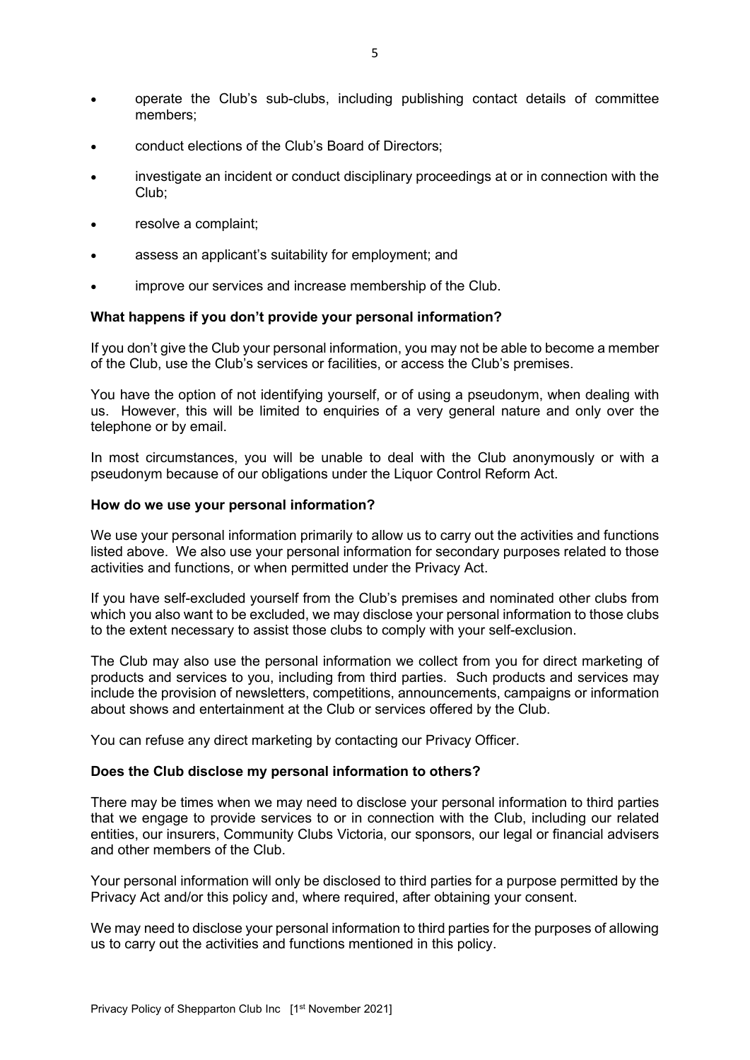- operate the Club's sub-clubs, including publishing contact details of committee members;
- conduct elections of the Club's Board of Directors;
- investigate an incident or conduct disciplinary proceedings at or in connection with the Club;
- resolve a complaint;
- assess an applicant's suitability for employment; and
- improve our services and increase membership of the Club.

**What happens if you don't provide your personal information?**

If you don't give the Club your personal information, you may not be able to become a member of the Club, use the Club's services or facilities, or access the Club's premises.

You have the option of not identifying yourself, or of using a pseudonym, when dealing with us. However, this will be limited to enquiries of a very general nature and only over the telephone or by email.

In most circumstances, you will be unable to deal with the Club anonymously or with a pseudonym because of our obligations under the Liquor Control Reform Act.

**How do we use your personal information?**

We use your personal information primarily to allow us to carry out the activities and functions listed above. We also use your personal information for secondary purposes related to those activities and functions, or when permitted under the Privacy Act.

If you have self-excluded yourself from the Club's premises and nominated other clubs from which you also want to be excluded, we may disclose your personal information to those clubs to the extent necessary to assist those clubs to comply with your self-exclusion.

The Club may also use the personal information we collect from you for direct marketing of products and services to you, including from third parties. Such products and services may include the provision of newsletters, competitions, announcements, campaigns or information about shows and entertainment at the Club or services offered by the Club.

You can refuse any direct marketing by contacting our Privacy Officer.

**Does the Club disclose my personal information to others?**

There may be times when we may need to disclose your personal information to third parties that we engage to provide services to or in connection with the Club, including our related entities, our insurers, Community Clubs Victoria, our sponsors, our legal or financial advisers and other members of the Club.

Your personal information will only be disclosed to third parties for a purpose permitted by the Privacy Act and/or this policy and, where required, after obtaining your consent.

We may need to disclose your personal information to third parties for the purposes of allowing us to carry out the activities and functions mentioned in this policy.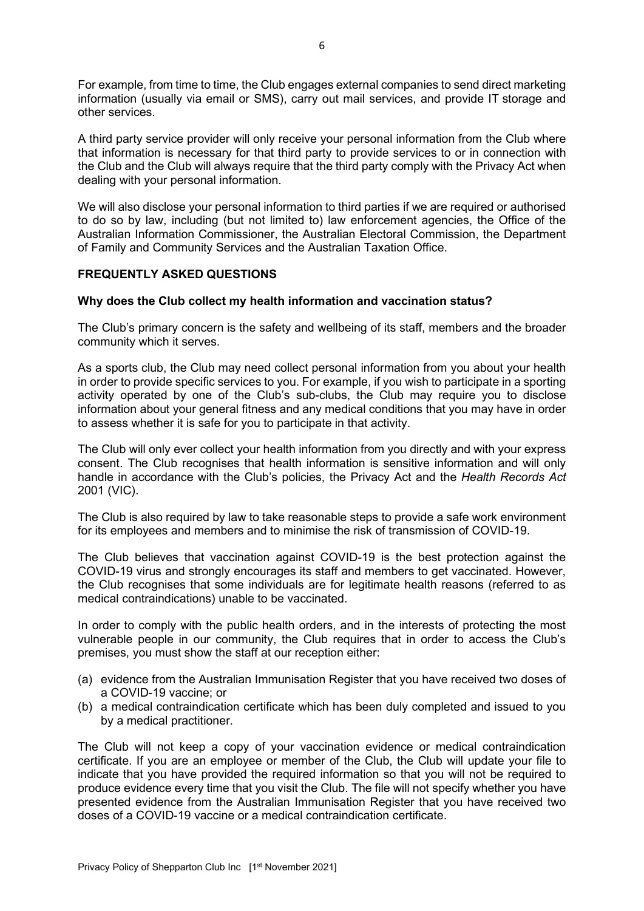For example, from time to time, the Club engages external companies to send direct marketing information (usually via email or SMS), carry out mail services, and provide IT storage and other services.

A third party service provider will only receive your personal information from the Club where that information is necessary for that third party to provide services to or in connection with the Club and the Club will always require that the third party comply with the Privacy Act when dealing with your personal information.

We will also disclose your personal information to third parties if we are required or authorised to do so by law, including (but not limited to) law enforcement agencies, the Office of the Australian Information Commissioner, the Australian Electoral Commission, the Department of Family and Community Services and the Australian Taxation Office.

## FREQUENTLY ASKED QUESTIONS

### Why does the Club collect my health information and vaccination status?

The Club's primary concern is the safety and wellbeing of its staff, members and the broader community which it serves.

As a sports club, the Club may need collect personal information from you about your health in order to provide specific services to you. For example, if you wish to participate in a sporting activity operated by one of the Club's sub-clubs, the Club may require you to disclose information about your general fitness and any medical conditions that you may have in order to assess whether it is safe for you to participate in that activity.

The Club will only ever collect your health information from you directly and with your express consent. The Club recognises that health information is sensitive information and will only handle in accordance with the Club's policies, the Privacy Act and the *Health Records Act* 2001 (VIC).

The Club is also required by law to take reasonable steps to provide a safe work environment for its employees and members and to minimise the risk of transmission of COVID-19.

The Club believes that vaccination against COVID-19 is the best protection against the COVID-19 virus and strongly encourages its staff and members to get vaccinated. However, the Club recognises that some individuals are for legitimate health reasons (referred to as medical contraindications) unable to be vaccinated.

In order to comply with the public health orders, and in the interests of protecting the most vulnerable people in our community, the Club requires that in order to access the Club's premises, you must show the staff at our reception either:

(a) evidence from the Australian Immunisation Register that you have received two doses of a COVID-19 vaccine; or
(b) a medical contraindication certificate which has been duly completed and issued to you by a medical practitioner.

The Club will not keep a copy of your vaccination evidence or medical contraindication certificate. If you are an employee or member of the Club, the Club will update your file to indicate that you have provided the required information so that you will not be required to produce evidence every time that you visit the Club. The file will not specify whether you have presented evidence from the Australian Immunisation Register that you have received two doses of a COVID-19 vaccine or a medical contraindication certificate.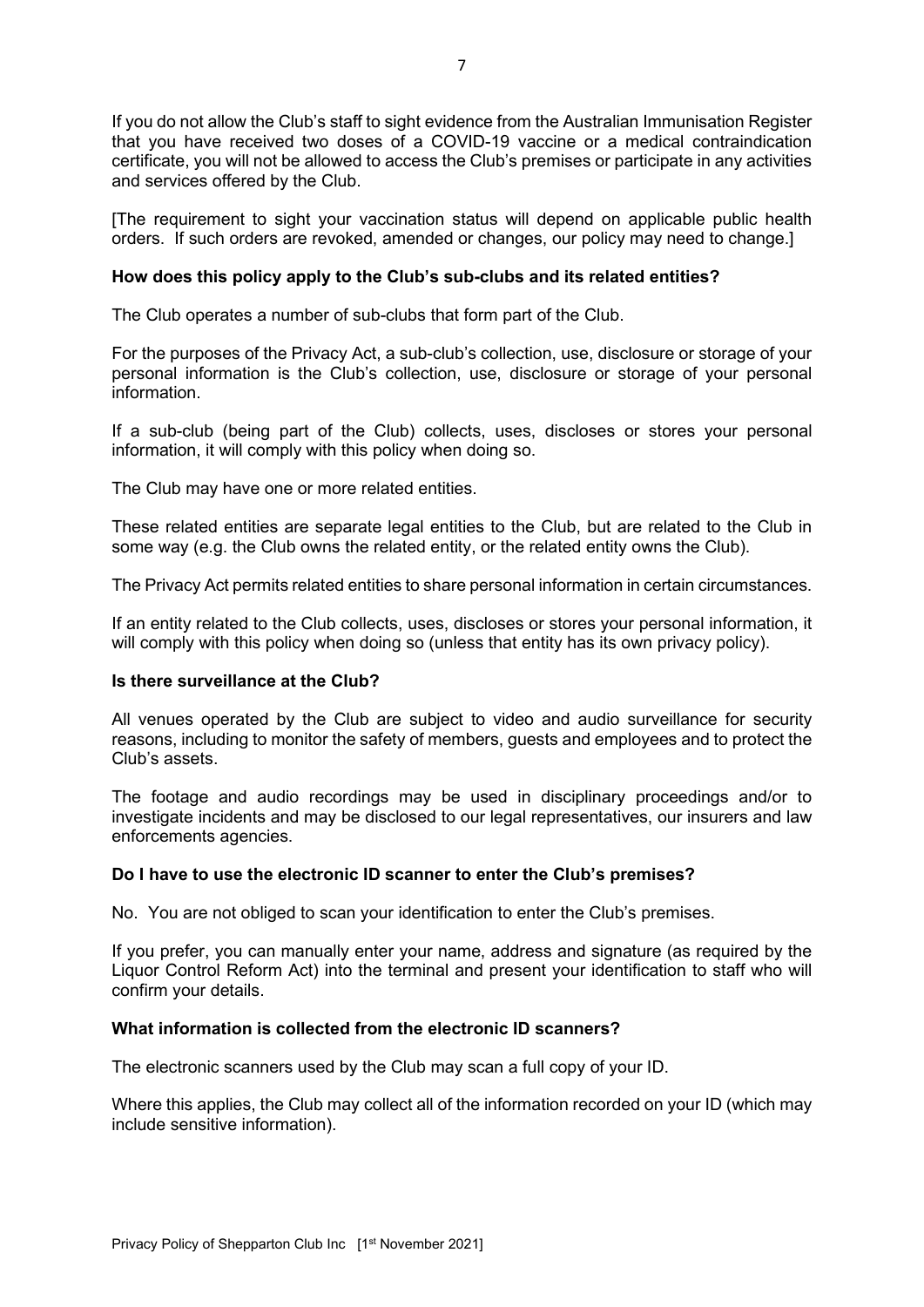If you do not allow the Club's staff to sight evidence from the Australian Immunisation Register that you have received two doses of a COVID-19 vaccine or a medical contraindication certificate, you will not be allowed to access the Club's premises or participate in any activities and services offered by the Club.

[The requirement to sight your vaccination status will depend on applicable public health orders. If such orders are revoked, amended or changes, our policy may need to change.]

**How does this policy apply to the Club's sub-clubs and its related entities?**

The Club operates a number of sub-clubs that form part of the Club.

For the purposes of the Privacy Act, a sub-club's collection, use, disclosure or storage of your personal information is the Club's collection, use, disclosure or storage of your personal information.

If a sub-club (being part of the Club) collects, uses, discloses or stores your personal information, it will comply with this policy when doing so.

The Club may have one or more related entities.

These related entities are separate legal entities to the Club, but are related to the Club in some way (e.g. the Club owns the related entity, or the related entity owns the Club).

The Privacy Act permits related entities to share personal information in certain circumstances.

If an entity related to the Club collects, uses, discloses or stores your personal information, it will comply with this policy when doing so (unless that entity has its own privacy policy).

**Is there surveillance at the Club?**

All venues operated by the Club are subject to video and audio surveillance for security reasons, including to monitor the safety of members, guests and employees and to protect the Club's assets.

The footage and audio recordings may be used in disciplinary proceedings and/or to investigate incidents and may be disclosed to our legal representatives, our insurers and law enforcements agencies.

**Do I have to use the electronic ID scanner to enter the Club's premises?**

No. You are not obliged to scan your identification to enter the Club's premises.

If you prefer, you can manually enter your name, address and signature (as required by the Liquor Control Reform Act) into the terminal and present your identification to staff who will confirm your details.

**What information is collected from the electronic ID scanners?**

The electronic scanners used by the Club may scan a full copy of your ID.

Where this applies, the Club may collect all of the information recorded on your ID (which may include sensitive information).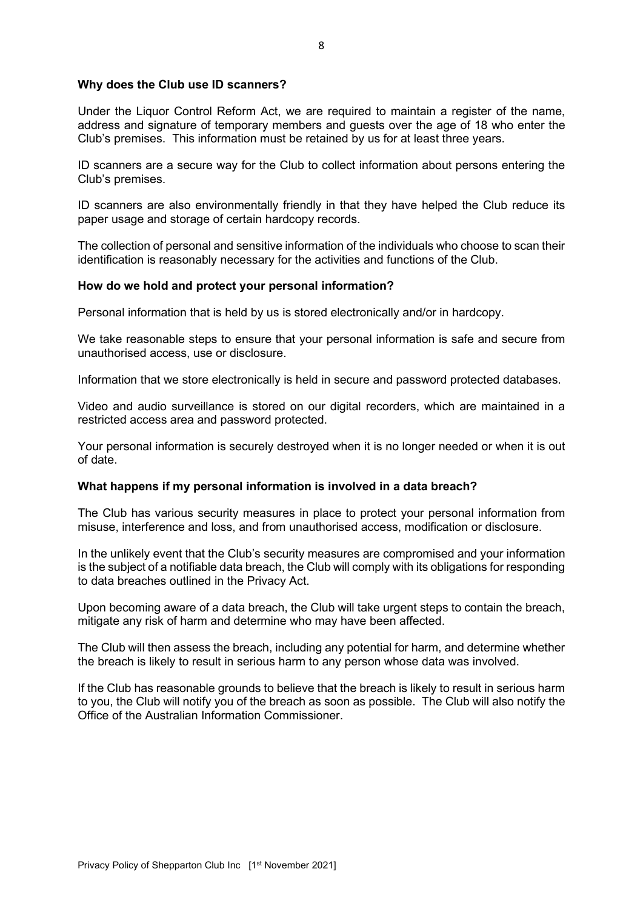### Why does the Club use ID scanners?

Under the Liquor Control Reform Act, we are required to maintain a register of the name, address and signature of temporary members and guests over the age of 18 who enter the Club's premises. This information must be retained by us for at least three years.

ID scanners are a secure way for the Club to collect information about persons entering the Club's premises.

ID scanners are also environmentally friendly in that they have helped the Club reduce its paper usage and storage of certain hardcopy records.

The collection of personal and sensitive information of the individuals who choose to scan their identification is reasonably necessary for the activities and functions of the Club.

### How do we hold and protect your personal information?

Personal information that is held by us is stored electronically and/or in hardcopy.

We take reasonable steps to ensure that your personal information is safe and secure from unauthorised access, use or disclosure.

Information that we store electronically is held in secure and password protected databases.

Video and audio surveillance is stored on our digital recorders, which are maintained in a restricted access area and password protected.

Your personal information is securely destroyed when it is no longer needed or when it is out of date.

### What happens if my personal information is involved in a data breach?

The Club has various security measures in place to protect your personal information from misuse, interference and loss, and from unauthorised access, modification or disclosure.

In the unlikely event that the Club's security measures are compromised and your information is the subject of a notifiable data breach, the Club will comply with its obligations for responding to data breaches outlined in the Privacy Act.

Upon becoming aware of a data breach, the Club will take urgent steps to contain the breach, mitigate any risk of harm and determine who may have been affected.

The Club will then assess the breach, including any potential for harm, and determine whether the breach is likely to result in serious harm to any person whose data was involved.

If the Club has reasonable grounds to believe that the breach is likely to result in serious harm to you, the Club will notify you of the breach as soon as possible. The Club will also notify the Office of the Australian Information Commissioner.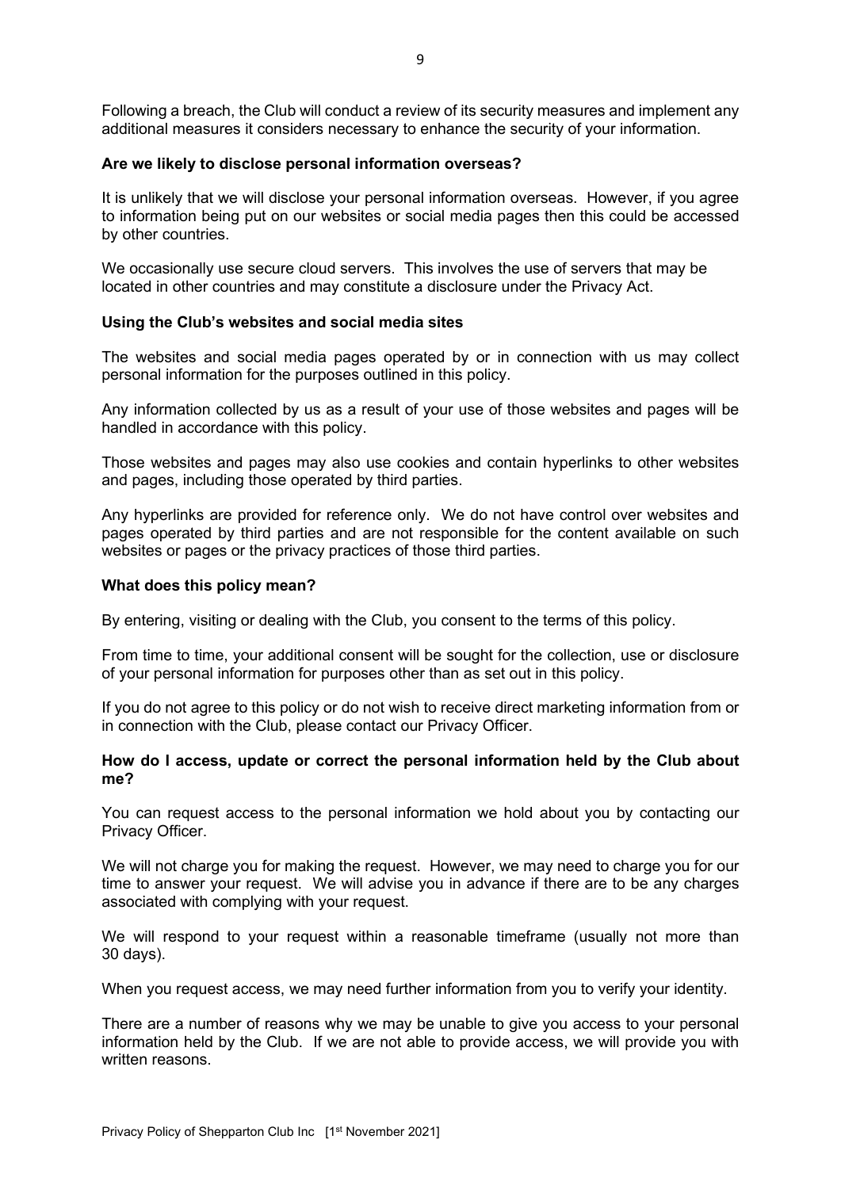Following a breach, the Club will conduct a review of its security measures and implement any additional measures it considers necessary to enhance the security of your information.

**Are we likely to disclose personal information overseas?**

It is unlikely that we will disclose your personal information overseas. However, if you agree to information being put on our websites or social media pages then this could be accessed by other countries.

We occasionally use secure cloud servers. This involves the use of servers that may be located in other countries and may constitute a disclosure under the Privacy Act.

**Using the Club's websites and social media sites**

The websites and social media pages operated by or in connection with us may collect personal information for the purposes outlined in this policy.

Any information collected by us as a result of your use of those websites and pages will be handled in accordance with this policy.

Those websites and pages may also use cookies and contain hyperlinks to other websites and pages, including those operated by third parties.

Any hyperlinks are provided for reference only. We do not have control over websites and pages operated by third parties and are not responsible for the content available on such websites or pages or the privacy practices of those third parties.

**What does this policy mean?**

By entering, visiting or dealing with the Club, you consent to the terms of this policy.

From time to time, your additional consent will be sought for the collection, use or disclosure of your personal information for purposes other than as set out in this policy.

If you do not agree to this policy or do not wish to receive direct marketing information from or in connection with the Club, please contact our Privacy Officer.

**How do I access, update or correct the personal information held by the Club about me?**

You can request access to the personal information we hold about you by contacting our Privacy Officer.

We will not charge you for making the request. However, we may need to charge you for our time to answer your request. We will advise you in advance if there are to be any charges associated with complying with your request.

We will respond to your request within a reasonable timeframe (usually not more than 30 days).

When you request access, we may need further information from you to verify your identity.

There are a number of reasons why we may be unable to give you access to your personal information held by the Club. If we are not able to provide access, we will provide you with written reasons.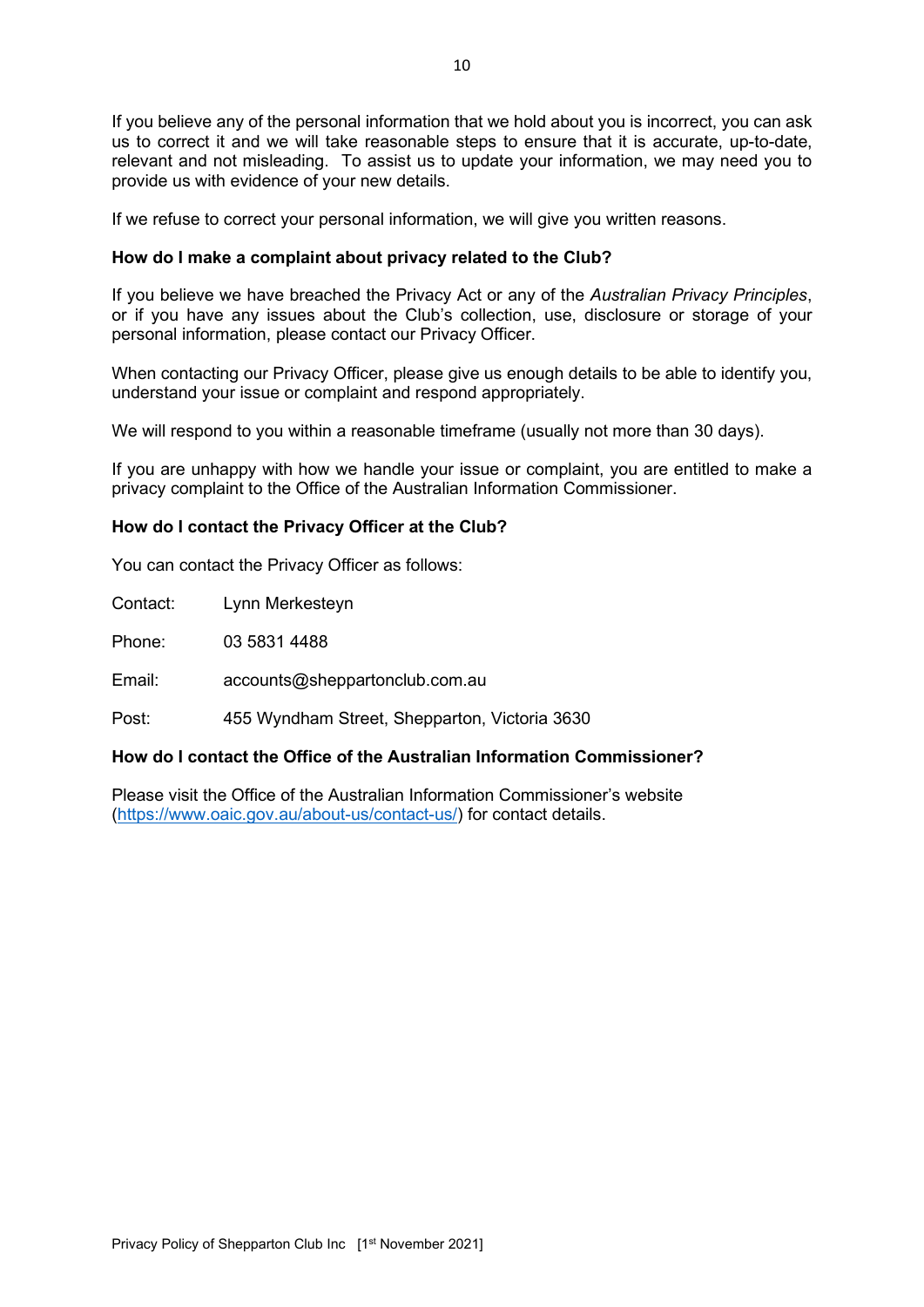If you believe any of the personal information that we hold about you is incorrect, you can ask us to correct it and we will take reasonable steps to ensure that it is accurate, up-to-date, relevant and not misleading. To assist us to update your information, we may need you to provide us with evidence of your new details.

If we refuse to correct your personal information, we will give you written reasons.

**How do I make a complaint about privacy related to the Club?**

If you believe we have breached the Privacy Act or any of the *Australian Privacy Principles*, or if you have any issues about the Club's collection, use, disclosure or storage of your personal information, please contact our Privacy Officer.

When contacting our Privacy Officer, please give us enough details to be able to identify you, understand your issue or complaint and respond appropriately.

We will respond to you within a reasonable timeframe (usually not more than 30 days).

If you are unhappy with how we handle your issue or complaint, you are entitled to make a privacy complaint to the Office of the Australian Information Commissioner.

**How do I contact the Privacy Officer at the Club?**

You can contact the Privacy Officer as follows:

| | |
|---|---|
| Contact: | Lynn Merkesteyn |
| Phone: | 03 5831 4488 |
| Email: | accounts@sheppartonclub.com.au |
| Post: | 455 Wyndham Street, Shepparton, Victoria 3630 |

**How do I contact the Office of the Australian Information Commissioner?**

Please visit the Office of the Australian Information Commissioner's website (https://www.oaic.gov.au/about-us/contact-us/) for contact details.